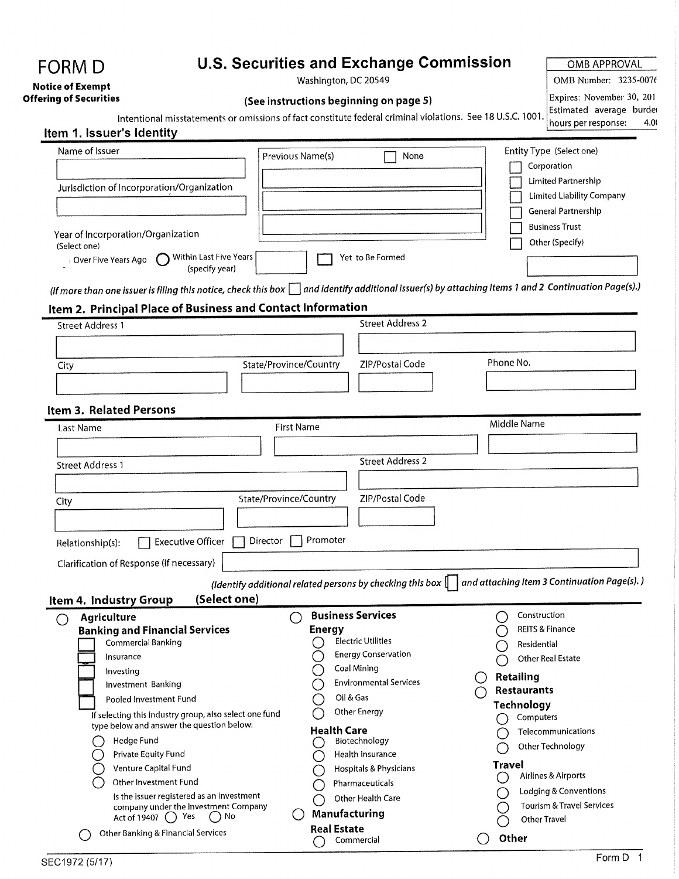# FORM D

**Notice of Exempt Offering of Securities**

## U.S. Securities and Exchange Commission

Washington, DC 20549

**(See instructions beginning on page 5)**

Intentional misstatements or omissions of fact constitute federal criminal violations. See 18 U.S.C. 1001.

| OMB APPROVAL | |
|---|---|
| OMB Number: | 3235-0076 |
| Expires: | November 30, 201 |
| Estimated average burden hours per response: | 4.0 |

### Item 1. Issuer's Identity

Name of Issuer

Jurisdiction of Incorporation/Organization

Previous Name(s) ☐ None

Entity Type (Select one)
- ☐ Corporation
- ☐ Limited Partnership
- ☐ Limited Liability Company
- ☐ General Partnership
- ☐ Business Trust
- ☐ Other (Specify)

Year of Incorporation/Organization
(Select one)

○ Over Five Years Ago ○ Within Last Five Years (specify year) ☐ Yet to Be Formed

*(If more than one issuer is filing this notice, check this box ☐ and identify additional issuer(s) by attaching Items 1 and 2 Continuation Page(s).)*

### Item 2. Principal Place of Business and Contact Information

Street Address 1

Street Address 2

City

State/Province/Country

ZIP/Postal Code

Phone No.

### Item 3. Related Persons

Last Name

First Name

Middle Name

Street Address 1

Street Address 2

City

State/Province/Country

ZIP/Postal Code

Relationship(s): ☐ Executive Officer ☐ Director ☐ Promoter

Clarification of Response (if necessary)

*(Identify additional related persons by checking this box ☐ and attaching Item 3 Continuation Page(s).)*

### Item 4. Industry Group (Select one)

○ **Agriculture**

**Banking and Financial Services**
- ☐ Commercial Banking
- ☐ Insurance
- ☐ Investing
- ☐ Investment Banking
- ☐ Pooled Investment Fund

If selecting this industry group, also select one fund type below and answer the question below:
- ○ Hedge Fund
- ○ Private Equity Fund
- ○ Venture Capital Fund
- ○ Other Investment Fund

Is the issuer registered as an investment company under the Investment Company Act of 1940? ○ Yes ○ No

○ Other Banking & Financial Services

○ **Business Services**

**Energy**
- ○ Electric Utilities
- ○ Energy Conservation
- ○ Coal Mining
- ○ Environmental Services
- ○ Oil & Gas
- ○ Other Energy

**Health Care**
- ○ Biotechnology
- ○ Health Insurance
- ○ Hospitals & Physicians
- ○ Pharmaceuticals
- ○ Other Health Care

○ **Manufacturing**

**Real Estate**
- ○ Commercial
- ○ Construction
- ○ REITS & Finance
- ○ Residential
- ○ Other Real Estate

○ **Retailing**

○ **Restaurants**

**Technology**
- ○ Computers
- ○ Telecommunications
- ○ Other Technology

**Travel**
- ○ Airlines & Airports
- ○ Lodging & Conventions
- ○ Tourism & Travel Services
- ○ Other Travel

○ **Other**

SEC1972 (5/17)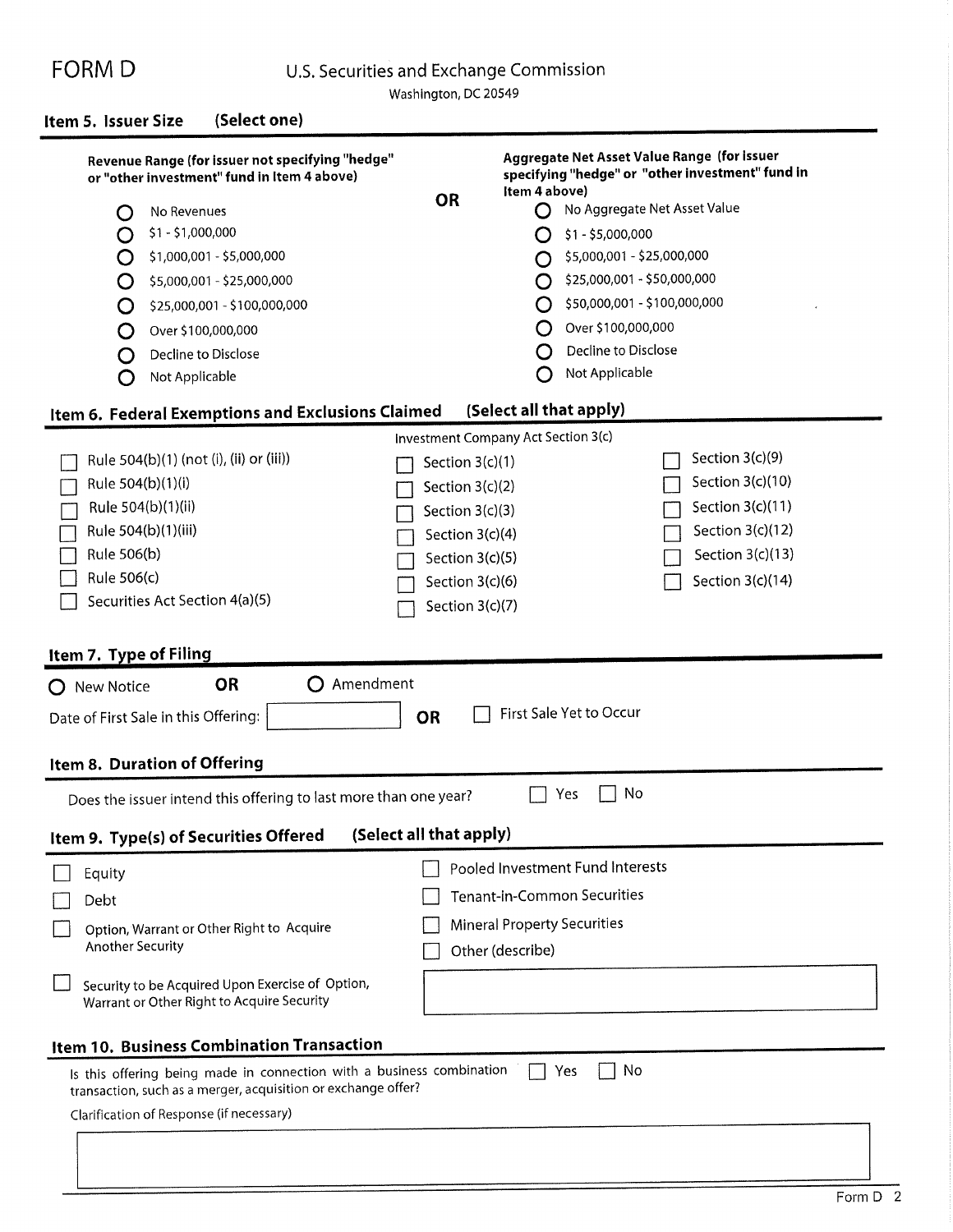# FORM D

U.S. Securities and Exchange Commission
Washington, DC 20549

## Item 5. Issuer Size (Select one)

**Revenue Range (for issuer not specifying "hedge" or "other investment" fund in Item 4 above)**

- ○ No Revenues
- ○ $1 - $1,000,000
- ○ $1,000,001 - $5,000,000
- ○ $5,000,001 - $25,000,000
- ○ $25,000,001 - $100,000,000
- ○ Over $100,000,000
- ○ Decline to Disclose
- ○ Not Applicable

**OR**

**Aggregate Net Asset Value Range (for issuer specifying "hedge" or "other investment" fund in Item 4 above)**

- ○ No Aggregate Net Asset Value
- ○ $1 - $5,000,000
- ○ $5,000,001 - $25,000,000
- ○ $25,000,001 - $50,000,000
- ○ $50,000,001 - $100,000,000
- ○ Over $100,000,000
- ○ Decline to Disclose
- ○ Not Applicable

## Item 6. Federal Exemptions and Exclusions Claimed (Select all that apply)

- ☐ Rule 504(b)(1) (not (i), (ii) or (iii))
- ☐ Rule 504(b)(1)(i)
- ☐ Rule 504(b)(1)(ii)
- ☐ Rule 504(b)(1)(iii)
- ☐ Rule 506(b)
- ☐ Rule 506(c)
- ☐ Securities Act Section 4(a)(5)

Investment Company Act Section 3(c)

- ☐ Section 3(c)(1)
- ☐ Section 3(c)(2)
- ☐ Section 3(c)(3)
- ☐ Section 3(c)(4)
- ☐ Section 3(c)(5)
- ☐ Section 3(c)(6)
- ☐ Section 3(c)(7)
- ☐ Section 3(c)(9)
- ☐ Section 3(c)(10)
- ☐ Section 3(c)(11)
- ☐ Section 3(c)(12)
- ☐ Section 3(c)(13)
- ☐ Section 3(c)(14)

## Item 7. Type of Filing

○ New Notice **OR** ○ Amendment

Date of First Sale in this Offering: __________ **OR** ☐ First Sale Yet to Occur

## Item 8. Duration of Offering

Does the issuer intend this offering to last more than one year? ☐ Yes ☐ No

## Item 9. Type(s) of Securities Offered (Select all that apply)

- ☐ Equity
- ☐ Debt
- ☐ Option, Warrant or Other Right to Acquire Another Security
- ☐ Security to be Acquired Upon Exercise of Option, Warrant or Other Right to Acquire Security
- ☐ Pooled Investment Fund Interests
- ☐ Tenant-in-Common Securities
- ☐ Mineral Property Securities
- ☐ Other (describe)

## Item 10. Business Combination Transaction

Is this offering being made in connection with a business combination transaction, such as a merger, acquisition or exchange offer? ☐ Yes ☐ No

Clarification of Response (if necessary)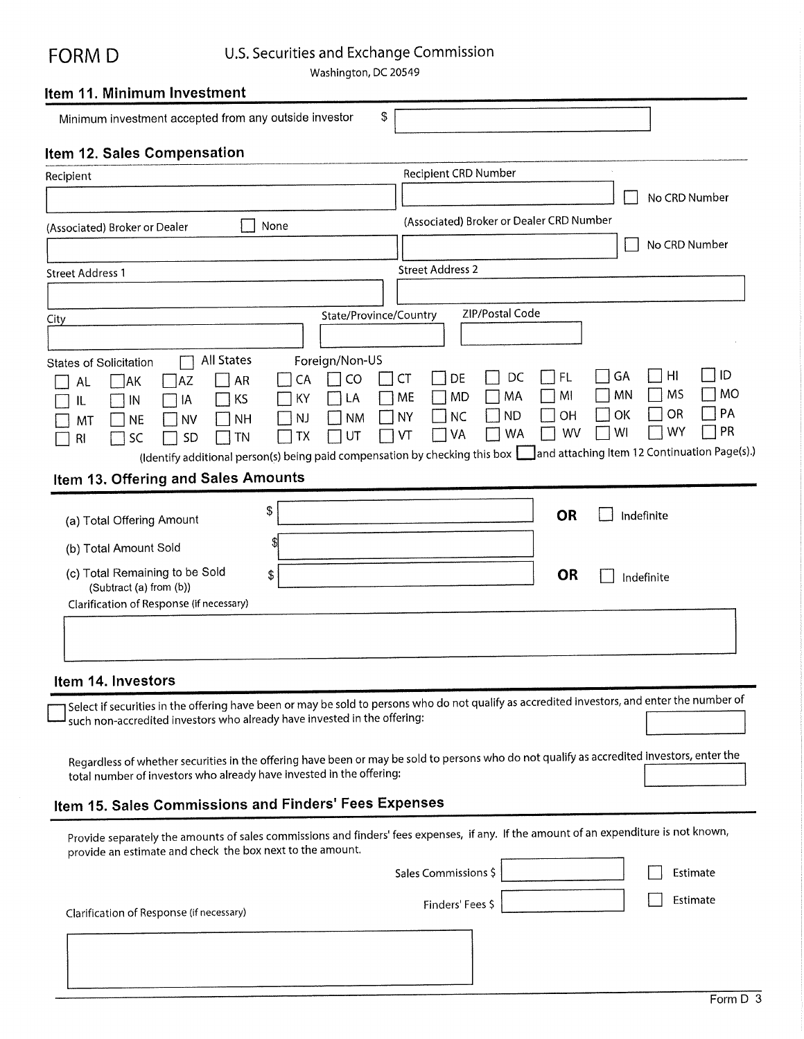# FORM D

U.S. Securities and Exchange Commission
Washington, DC 20549

## Item 11. Minimum Investment

Minimum investment accepted from any outside investor $ [ ]

## Item 12. Sales Compensation

Recipient [ ]

Recipient CRD Number [ ] ☐ No CRD Number

(Associated) Broker or Dealer ☐ None [ ]

(Associated) Broker or Dealer CRD Number [ ] ☐ No CRD Number

Street Address 1 [ ]

Street Address 2 [ ]

City [ ]

State/Province/Country [ ]

ZIP/Postal Code [ ]

States of Solicitation ☐ All States Foreign/Non-US

| | | | | | | | | | | | | |
|---|---|---|---|---|---|---|---|---|---|---|---|---|
| ☐ AL | ☐ AK | ☐ AZ | ☐ AR | ☐ CA | ☐ CO | ☐ CT | ☐ DE | ☐ DC | ☐ FL | ☐ GA | ☐ HI | ☐ ID |
| ☐ IL | ☐ IN | ☐ IA | ☐ KS | ☐ KY | ☐ LA | ☐ ME | ☐ MD | ☐ MA | ☐ MI | ☐ MN | ☐ MS | ☐ MO |
| ☐ MT | ☐ NE | ☐ NV | ☐ NH | ☐ NJ | ☐ NM | ☐ NY | ☐ NC | ☐ ND | ☐ OH | ☐ OK | ☐ OR | ☐ PA |
| ☐ RI | ☐ SC | ☐ SD | ☐ TN | ☐ TX | ☐ UT | ☐ VT | ☐ VA | ☐ WA | ☐ WV | ☐ WI | ☐ WY | ☐ PR |

(Identify additional person(s) being paid compensation by checking this box ☐ and attaching Item 12 Continuation Page(s).)

## Item 13. Offering and Sales Amounts

(a) Total Offering Amount $ [ ] **OR** ☐ Indefinite

(b) Total Amount Sold $ [ ]

(c) Total Remaining to be Sold $ [ ] **OR** ☐ Indefinite
(Subtract (a) from (b))

Clarification of Response (if necessary)

[ ]

## Item 14. Investors

☐ Select if securities in the offering have been or may be sold to persons who do not qualify as accredited investors, and enter the number of such non-accredited investors who already have invested in the offering: [ ]

Regardless of whether securities in the offering have been or may be sold to persons who do not qualify as accredited investors, enter the total number of investors who already have invested in the offering: [ ]

## Item 15. Sales Commissions and Finders' Fees Expenses

Provide separately the amounts of sales commissions and finders' fees expenses, if any. If the amount of an expenditure is not known, provide an estimate and check the box next to the amount.

Sales Commissions $ [ ] ☐ Estimate

Finders' Fees $ [ ] ☐ Estimate

Clarification of Response (if necessary)

[ ]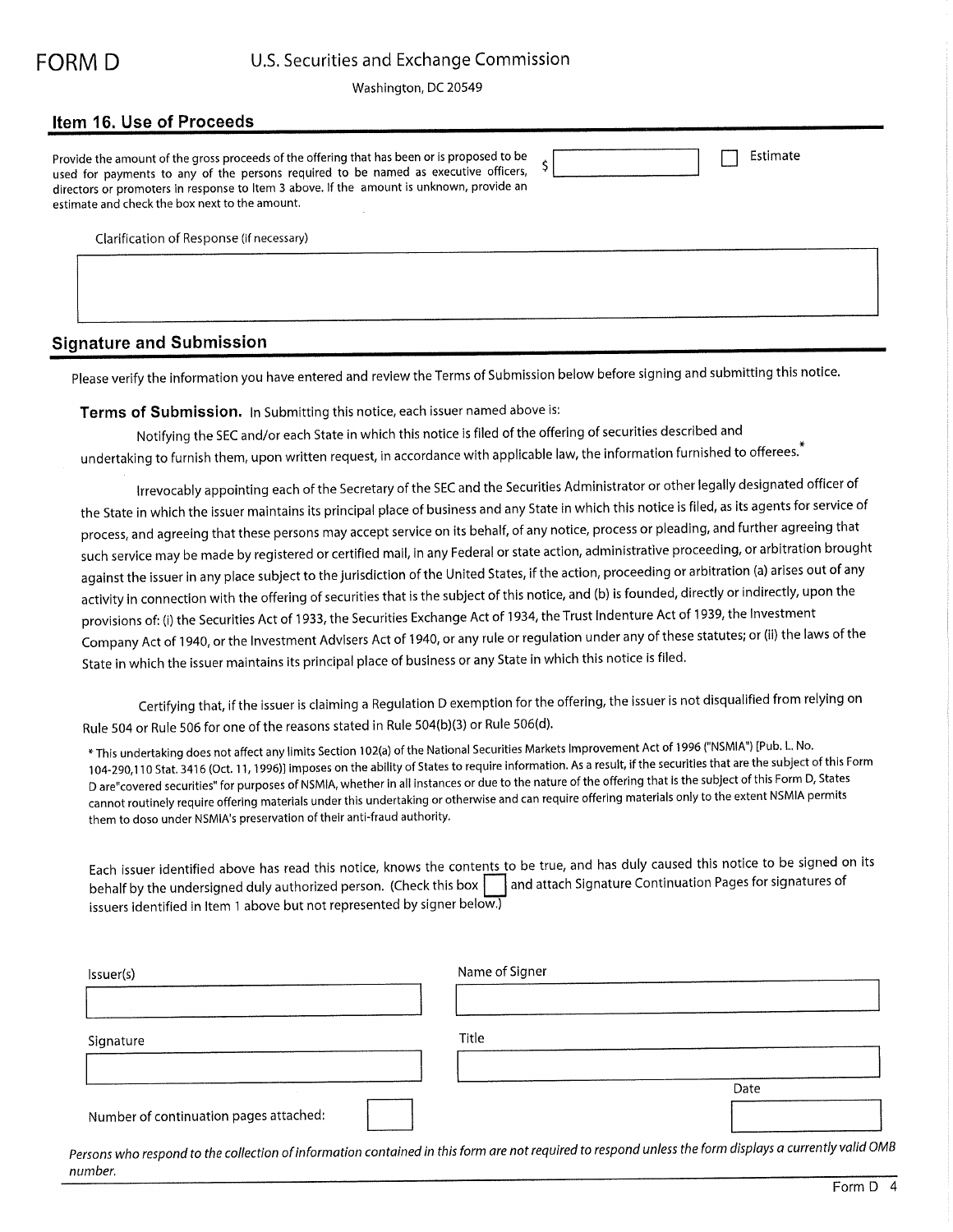FORM D

U.S. Securities and Exchange Commission

Washington, DC 20549

## Item 16. Use of Proceeds

Provide the amount of the gross proceeds of the offering that has been or is proposed to be used for payments to any of the persons required to be named as executive officers, directors or promoters in response to Item 3 above. If the amount is unknown, provide an estimate and check the box next to the amount.

$ [ ] ☐ Estimate

Clarification of Response (if necessary)

[ ]

## Signature and Submission

Please verify the information you have entered and review the Terms of Submission below before signing and submitting this notice.

**Terms of Submission.** In Submitting this notice, each issuer named above is:

Notifying the SEC and/or each State in which this notice is filed of the offering of securities described and undertaking to furnish them, upon written request, in accordance with applicable law, the information furnished to offerees.*

Irrevocably appointing each of the Secretary of the SEC and the Securities Administrator or other legally designated officer of the State in which the issuer maintains its principal place of business and any State in which this notice is filed, as its agents for service of process, and agreeing that these persons may accept service on its behalf, of any notice, process or pleading, and further agreeing that such service may be made by registered or certified mail, in any Federal or state action, administrative proceeding, or arbitration brought against the issuer in any place subject to the jurisdiction of the United States, if the action, proceeding or arbitration (a) arises out of any activity in connection with the offering of securities that is the subject of this notice, and (b) is founded, directly or indirectly, upon the provisions of: (i) the Securities Act of 1933, the Securities Exchange Act of 1934, the Trust Indenture Act of 1939, the Investment Company Act of 1940, or the Investment Advisers Act of 1940, or any rule or regulation under any of these statutes; or (ii) the laws of the State in which the issuer maintains its principal place of business or any State in which this notice is filed.

Certifying that, if the issuer is claiming a Regulation D exemption for the offering, the issuer is not disqualified from relying on Rule 504 or Rule 506 for one of the reasons stated in Rule 504(b)(3) or Rule 506(d).

* This undertaking does not affect any limits Section 102(a) of the National Securities Markets Improvement Act of 1996 ("NSMIA") [Pub. L. No. 104-290,110 Stat. 3416 (Oct. 11, 1996)] imposes on the ability of States to require information. As a result, if the securities that are the subject of this Form D are"covered securities" for purposes of NSMIA, whether in all instances or due to the nature of the offering that is the subject of this Form D, States cannot routinely require offering materials under this undertaking or otherwise and can require offering materials only to the extent NSMIA permits them to doso under NSMIA's preservation of their anti-fraud authority.

Each issuer identified above has read this notice, knows the contents to be true, and has duly caused this notice to be signed on its behalf by the undersigned duly authorized person. (Check this box ☐ and attach Signature Continuation Pages for signatures of issuers identified in Item 1 above but not represented by signer below.)

| Issuer(s) | Name of Signer |
| --- | --- |
| | |
| **Signature** | **Title** |
| | |
| Number of continuation pages attached: | Date |
| | |

*Persons who respond to the collection of information contained in this form are not required to respond unless the form displays a currently valid OMB number.*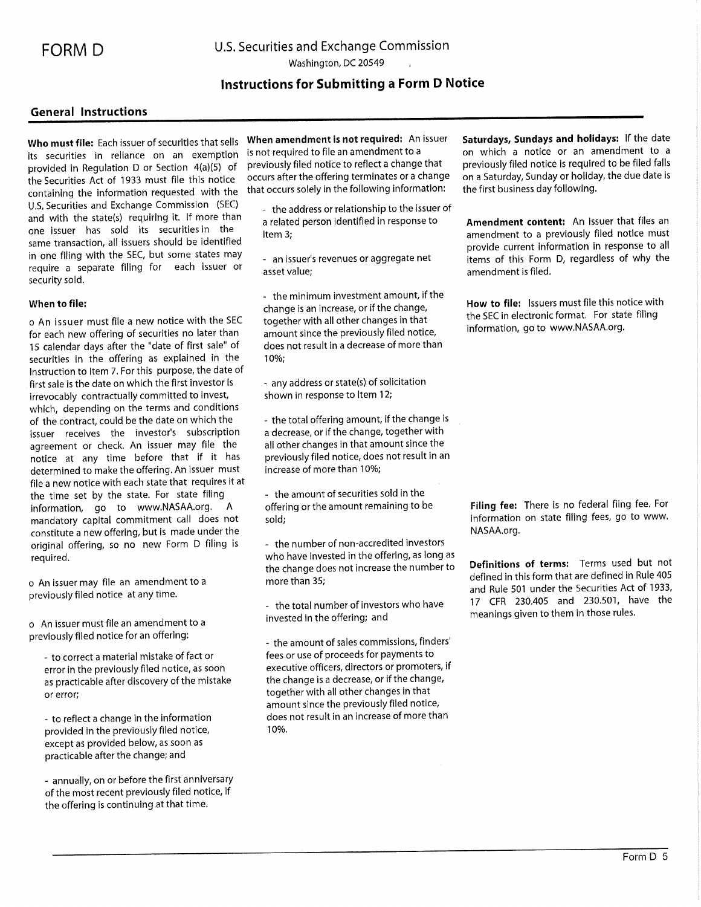# FORM D

U.S. Securities and Exchange Commission

Washington, DC 20549

## Instructions for Submitting a Form D Notice

### General Instructions

**Who must file:** Each issuer of securities that sells its securities in reliance on an exemption provided in Regulation D or Section 4(a)(5) of the Securities Act of 1933 must file this notice containing the information requested with the U.S. Securities and Exchange Commission (SEC) and with the state(s) requiring it. If more than one issuer has sold its securities in the same transaction, all issuers should be identified in one filing with the SEC, but some states may require a separate filing for each issuer or security sold.

**When to file:**

o An issuer must file a new notice with the SEC for each new offering of securities no later than 15 calendar days after the "date of first sale" of securities in the offering as explained in the Instruction to Item 7. For this purpose, the date of first sale is the date on which the first investor is irrevocably contractually committed to invest, which, depending on the terms and conditions of the contract, could be the date on which the issuer receives the investor's subscription agreement or check. An issuer may file the notice at any time before that if it has determined to make the offering. An issuer must file a new notice with each state that requires it at the time set by the state. For state filing information, go to www.NASAA.org. A mandatory capital commitment call does not constitute a new offering, but is made under the original offering, so no new Form D filing is required.

o An issuer may file an amendment to a previously filed notice at any time.

o An issuer must file an amendment to a previously filed notice for an offering:

- to correct a material mistake of fact or error in the previously filed notice, as soon as practicable after discovery of the mistake or error;

- to reflect a change in the information provided in the previously filed notice, except as provided below, as soon as practicable after the change; and

- annually, on or before the first anniversary of the most recent previously filed notice, if the offering is continuing at that time.

**When amendment is not required:** An issuer is not required to file an amendment to a previously filed notice to reflect a change that occurs after the offering terminates or a change that occurs solely in the following information:

- the address or relationship to the issuer of a related person identified in response to Item 3;

- an issuer's revenues or aggregate net asset value;

- the minimum investment amount, if the change is an increase, or if the change, together with all other changes in that amount since the previously filed notice, does not result in a decrease of more than 10%;

- any address or state(s) of solicitation shown in response to Item 12;

- the total offering amount, if the change is a decrease, or if the change, together with all other changes in that amount since the previously filed notice, does not result in an increase of more than 10%;

- the amount of securities sold in the offering or the amount remaining to be sold;

- the number of non-accredited investors who have invested in the offering, as long as the change does not increase the number to more than 35;

- the total number of investors who have invested in the offering; and

- the amount of sales commissions, finders' fees or use of proceeds for payments to executive officers, directors or promoters, if the change is a decrease, or if the change, together with all other changes in that amount since the previously filed notice, does not result in an increase of more than 10%.

**Saturdays, Sundays and holidays:** If the date on which a notice or an amendment to a previously filed notice is required to be filed falls on a Saturday, Sunday or holiday, the due date is the first business day following.

**Amendment content:** An issuer that files an amendment to a previously filed notice must provide current information in response to all items of this Form D, regardless of why the amendment is filed.

**How to file:** Issuers must file this notice with the SEC in electronic format. For state filing information, go to www.NASAA.org.

**Filing fee:** There is no federal fiing fee. For information on state filing fees, go to www.NASAA.org.

**Definitions of terms:** Terms used but not defined in this form that are defined in Rule 405 and Rule 501 under the Securities Act of 1933, 17 CFR 230.405 and 230.501, have the meanings given to them in those rules.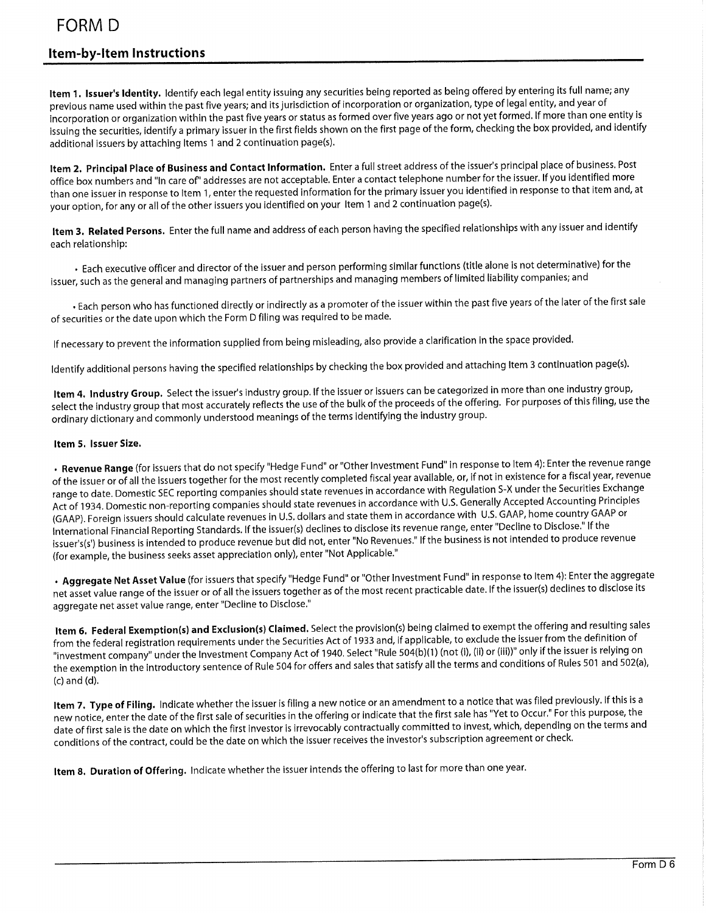# FORM D

## Item-by-Item Instructions

**Item 1. Issuer's Identity.** Identify each legal entity issuing any securities being reported as being offered by entering its full name; any previous name used within the past five years; and its jurisdiction of incorporation or organization, type of legal entity, and year of incorporation or organization within the past five years or status as formed over five years ago or not yet formed. If more than one entity is issuing the securities, identify a primary issuer in the first fields shown on the first page of the form, checking the box provided, and identify additional issuers by attaching Items 1 and 2 continuation page(s).

**Item 2. Principal Place of Business and Contact Information.** Enter a full street address of the issuer's principal place of business. Post office box numbers and "In care of" addresses are not acceptable. Enter a contact telephone number for the issuer. If you identified more than one issuer in response to Item 1, enter the requested information for the primary issuer you identified in response to that item and, at your option, for any or all of the other issuers you identified on your Item 1 and 2 continuation page(s).

**Item 3. Related Persons.** Enter the full name and address of each person having the specified relationships with any issuer and identify each relationship:

- Each executive officer and director of the issuer and person performing similar functions (title alone is not determinative) for the issuer, such as the general and managing partners of partnerships and managing members of limited liability companies; and

- Each person who has functioned directly or indirectly as a promoter of the issuer within the past five years of the later of the first sale of securities or the date upon which the Form D filing was required to be made.

If necessary to prevent the information supplied from being misleading, also provide a clarification in the space provided.

Identify additional persons having the specified relationships by checking the box provided and attaching Item 3 continuation page(s).

**Item 4. Industry Group.** Select the issuer's industry group. If the issuer or issuers can be categorized in more than one industry group, select the industry group that most accurately reflects the use of the bulk of the proceeds of the offering. For purposes of this filing, use the ordinary dictionary and commonly understood meanings of the terms identifying the industry group.

**Item 5. Issuer Size.**

- **Revenue Range** (for issuers that do not specify "Hedge Fund" or "Other Investment Fund" in response to Item 4): Enter the revenue range of the issuer or of all the issuers together for the most recently completed fiscal year available, or, if not in existence for a fiscal year, revenue range to date. Domestic SEC reporting companies should state revenues in accordance with Regulation S-X under the Securities Exchange Act of 1934. Domestic non-reporting companies should state revenues in accordance with U.S. Generally Accepted Accounting Principles (GAAP). Foreign issuers should calculate revenues in U.S. dollars and state them in accordance with U.S. GAAP, home country GAAP or International Financial Reporting Standards. If the issuer(s) declines to disclose its revenue range, enter "Decline to Disclose." If the issuer's(s') business is intended to produce revenue but did not, enter "No Revenues." If the business is not intended to produce revenue (for example, the business seeks asset appreciation only), enter "Not Applicable."

- **Aggregate Net Asset Value** (for issuers that specify "Hedge Fund" or "Other Investment Fund" in response to Item 4): Enter the aggregate net asset value range of the issuer or of all the issuers together as of the most recent practicable date. If the issuer(s) declines to disclose its aggregate net asset value range, enter "Decline to Disclose."

**Item 6. Federal Exemption(s) and Exclusion(s) Claimed.** Select the provision(s) being claimed to exempt the offering and resulting sales from the federal registration requirements under the Securities Act of 1933 and, if applicable, to exclude the issuer from the definition of "investment company" under the Investment Company Act of 1940. Select "Rule 504(b)(1) (not (i), (ii) or (iii))" only if the issuer is relying on the exemption in the introductory sentence of Rule 504 for offers and sales that satisfy all the terms and conditions of Rules 501 and 502(a), (c) and (d).

**Item 7. Type of Filing.** Indicate whether the issuer is filing a new notice or an amendment to a notice that was filed previously. If this is a new notice, enter the date of the first sale of securities in the offering or indicate that the first sale has "Yet to Occur." For this purpose, the date of first sale is the date on which the first investor is irrevocably contractually committed to invest, which, depending on the terms and conditions of the contract, could be the date on which the issuer receives the investor's subscription agreement or check.

**Item 8. Duration of Offering.** Indicate whether the issuer intends the offering to last for more than one year.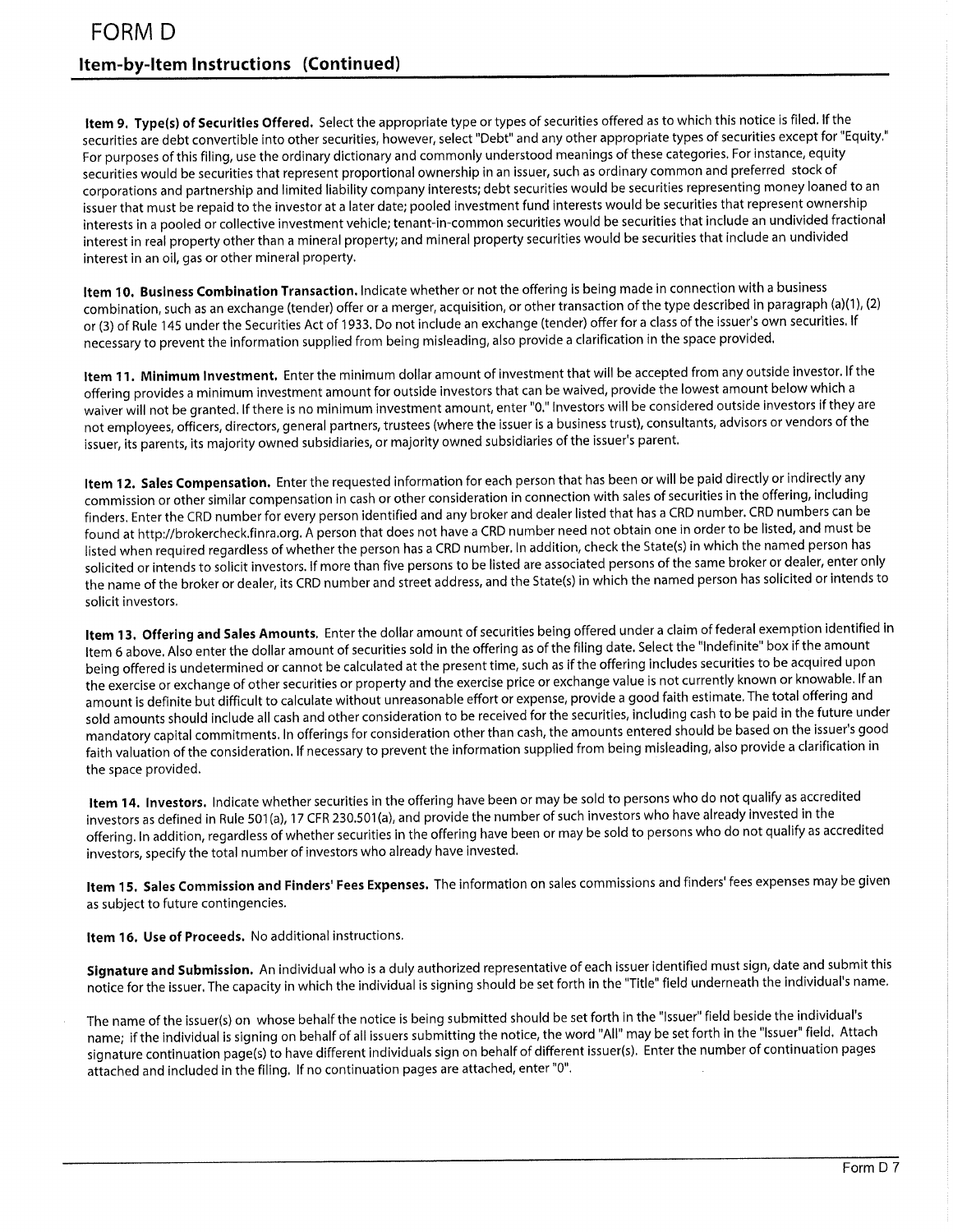# FORM D

## Item-by-Item Instructions (Continued)

**Item 9. Type(s) of Securities Offered.** Select the appropriate type or types of securities offered as to which this notice is filed. If the securities are debt convertible into other securities, however, select "Debt" and any other appropriate types of securities except for "Equity." For purposes of this filing, use the ordinary dictionary and commonly understood meanings of these categories. For instance, equity securities would be securities that represent proportional ownership in an issuer, such as ordinary common and preferred stock of corporations and partnership and limited liability company interests; debt securities would be securities representing money loaned to an issuer that must be repaid to the investor at a later date; pooled investment fund interests would be securities that represent ownership interests in a pooled or collective investment vehicle; tenant-in-common securities would be securities that include an undivided fractional interest in real property other than a mineral property; and mineral property securities would be securities that include an undivided interest in an oil, gas or other mineral property.

**Item 10. Business Combination Transaction.** Indicate whether or not the offering is being made in connection with a business combination, such as an exchange (tender) offer or a merger, acquisition, or other transaction of the type described in paragraph (a)(1), (2) or (3) of Rule 145 under the Securities Act of 1933. Do not include an exchange (tender) offer for a class of the issuer's own securities. If necessary to prevent the information supplied from being misleading, also provide a clarification in the space provided.

**Item 11. Minimum Investment.** Enter the minimum dollar amount of investment that will be accepted from any outside investor. If the offering provides a minimum investment amount for outside investors that can be waived, provide the lowest amount below which a waiver will not be granted. If there is no minimum investment amount, enter "0." Investors will be considered outside investors if they are not employees, officers, directors, general partners, trustees (where the issuer is a business trust), consultants, advisors or vendors of the issuer, its parents, its majority owned subsidiaries, or majority owned subsidiaries of the issuer's parent.

**Item 12. Sales Compensation.** Enter the requested information for each person that has been or will be paid directly or indirectly any commission or other similar compensation in cash or other consideration in connection with sales of securities in the offering, including finders. Enter the CRD number for every person identified and any broker and dealer listed that has a CRD number. CRD numbers can be found at http://brokercheck.finra.org. A person that does not have a CRD number need not obtain one in order to be listed, and must be listed when required regardless of whether the person has a CRD number. In addition, check the State(s) in which the named person has solicited or intends to solicit investors. If more than five persons to be listed are associated persons of the same broker or dealer, enter only the name of the broker or dealer, its CRD number and street address, and the State(s) in which the named person has solicited or intends to solicit investors.

**Item 13. Offering and Sales Amounts.** Enter the dollar amount of securities being offered under a claim of federal exemption identified in Item 6 above. Also enter the dollar amount of securities sold in the offering as of the filing date. Select the "Indefinite" box if the amount being offered is undetermined or cannot be calculated at the present time, such as if the offering includes securities to be acquired upon the exercise or exchange of other securities or property and the exercise price or exchange value is not currently known or knowable. If an amount is definite but difficult to calculate without unreasonable effort or expense, provide a good faith estimate. The total offering and sold amounts should include all cash and other consideration to be received for the securities, including cash to be paid in the future under mandatory capital commitments. In offerings for consideration other than cash, the amounts entered should be based on the issuer's good faith valuation of the consideration. If necessary to prevent the information supplied from being misleading, also provide a clarification in the space provided.

**Item 14. Investors.** Indicate whether securities in the offering have been or may be sold to persons who do not qualify as accredited investors as defined in Rule 501(a), 17 CFR 230.501(a), and provide the number of such investors who have already invested in the offering. In addition, regardless of whether securities in the offering have been or may be sold to persons who do not qualify as accredited investors, specify the total number of investors who already have invested.

**Item 15. Sales Commission and Finders' Fees Expenses.** The information on sales commissions and finders' fees expenses may be given as subject to future contingencies.

**Item 16. Use of Proceeds.** No additional instructions.

**Signature and Submission.** An individual who is a duly authorized representative of each issuer identified must sign, date and submit this notice for the issuer. The capacity in which the individual is signing should be set forth in the "Title" field underneath the individual's name.

The name of the issuer(s) on whose behalf the notice is being submitted should be set forth in the "Issuer" field beside the individual's name; if the individual is signing on behalf of all issuers submitting the notice, the word "All" may be set forth in the "Issuer" field. Attach signature continuation page(s) to have different individuals sign on behalf of different issuer(s). Enter the number of continuation pages attached and included in the filing. If no continuation pages are attached, enter "0".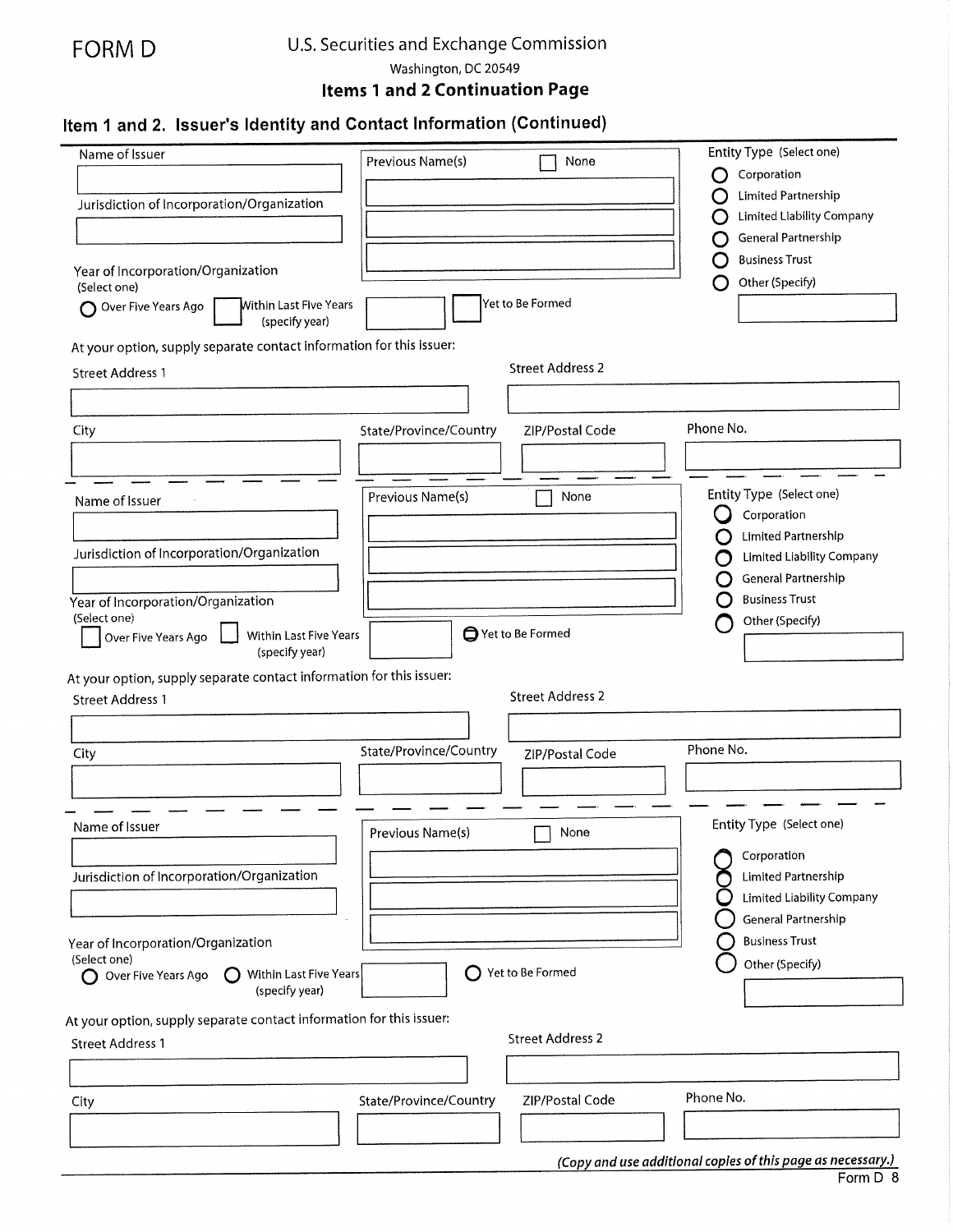FORM D

U.S. Securities and Exchange Commission

Washington, DC 20549

**Items 1 and 2 Continuation Page**

## Item 1 and 2. Issuer's Identity and Contact Information (Continued)

Name of Issuer

Previous Name(s) ☐ None

Entity Type (Select one)

- ○ Corporation
- ○ Limited Partnership
- ○ Limited Liability Company
- ○ General Partnership
- ○ Business Trust
- ○ Other (Specify)

Jurisdiction of Incorporation/Organization

Year of Incorporation/Organization
(Select one)

○ Over Five Years Ago ☐ Within Last Five Years (specify year) ☐ Yet to Be Formed

At your option, supply separate contact information for this issuer:

Street Address 1 | Street Address 2

City | State/Province/Country | ZIP/Postal Code | Phone No.

---

Name of Issuer

Previous Name(s) ☐ None

Entity Type (Select one)

- ○ Corporation
- ○ Limited Partnership
- ○ Limited Liability Company
- ○ General Partnership
- ○ Business Trust
- ○ Other (Specify)

Jurisdiction of Incorporation/Organization

Year of Incorporation/Organization
(Select one)

☐ Over Five Years Ago ☐ Within Last Five Years (specify year) ○ Yet to Be Formed

At your option, supply separate contact information for this issuer:

Street Address 1 | Street Address 2

City | State/Province/Country | ZIP/Postal Code | Phone No.

---

Name of Issuer

Previous Name(s) ☐ None

Entity Type (Select one)

- ○ Corporation
- ○ Limited Partnership
- ○ Limited Liability Company
- ○ General Partnership
- ○ Business Trust
- ○ Other (Specify)

Jurisdiction of Incorporation/Organization

Year of Incorporation/Organization
(Select one)

○ Over Five Years Ago ○ Within Last Five Years (specify year) ○ Yet to Be Formed

At your option, supply separate contact information for this issuer:

Street Address 1 | Street Address 2

City | State/Province/Country | ZIP/Postal Code | Phone No.

*(Copy and use additional copies of this page as necessary.)*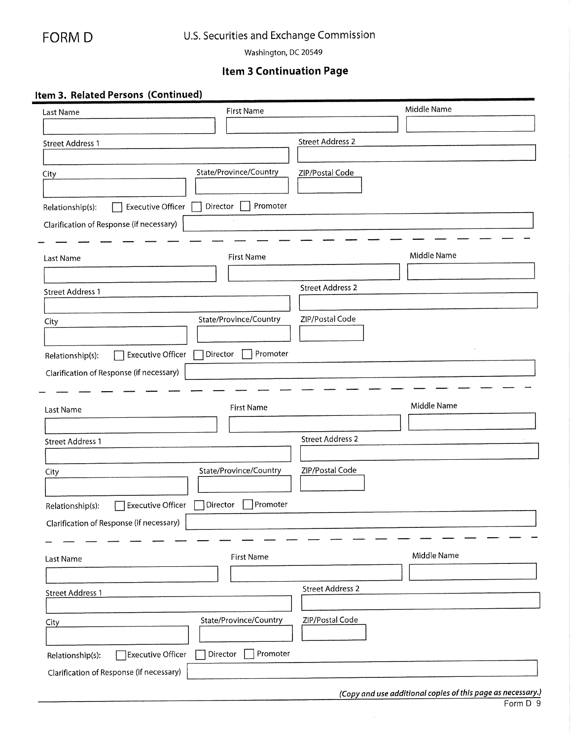FORM D

U.S. Securities and Exchange Commission

Washington, DC 20549

## Item 3 Continuation Page

### Item 3. Related Persons (Continued)

Last Name | First Name | Middle Name

Street Address 1 | Street Address 2

City | State/Province/Country | ZIP/Postal Code

Relationship(s): ☐ Executive Officer ☐ Director ☐ Promoter

Clarification of Response (if necessary)

---

Last Name | First Name | Middle Name

Street Address 1 | Street Address 2

City | State/Province/Country | ZIP/Postal Code

Relationship(s): ☐ Executive Officer ☐ Director ☐ Promoter

Clarification of Response (if necessary)

---

Last Name | First Name | Middle Name

Street Address 1 | Street Address 2

City | State/Province/Country | ZIP/Postal Code

Relationship(s): ☐ Executive Officer ☐ Director ☐ Promoter

Clarification of Response (if necessary)

---

Last Name | First Name | Middle Name

Street Address 1 | Street Address 2

City | State/Province/Country | ZIP/Postal Code

Relationship(s): ☐ Executive Officer ☐ Director ☐ Promoter

Clarification of Response (if necessary)

*(Copy and use additional copies of this page as necessary.)*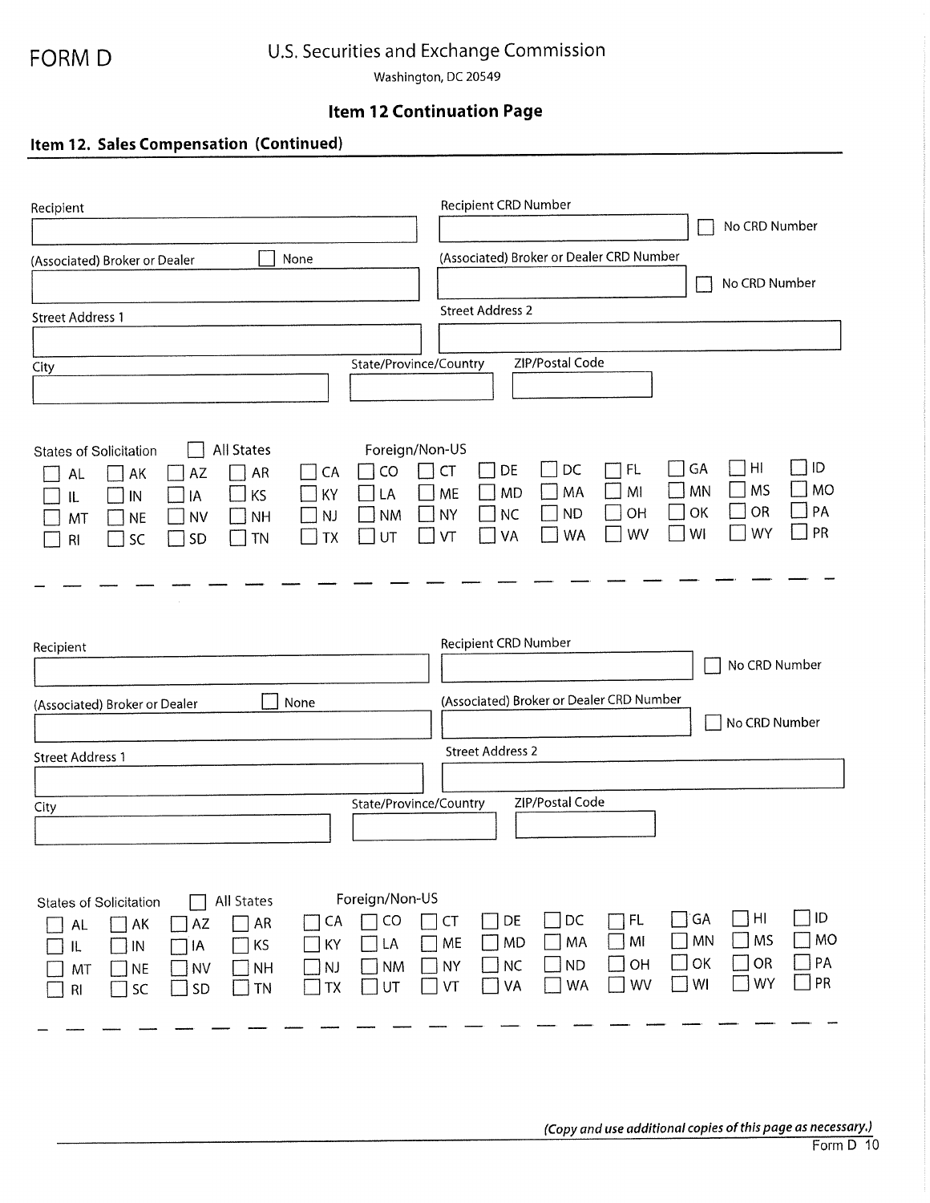# FORM D

U.S. Securities and Exchange Commission

Washington, DC 20549

## Item 12 Continuation Page

### Item 12. Sales Compensation (Continued)

Recipient

Recipient CRD Number ☐ No CRD Number

(Associated) Broker or Dealer ☐ None

(Associated) Broker or Dealer CRD Number ☐ No CRD Number

Street Address 1

Street Address 2

City

State/Province/Country

ZIP/Postal Code

States of Solicitation ☐ All States Foreign/Non-US

☐ AL ☐ AK ☐ AZ ☐ AR ☐ CA ☐ CO ☐ CT ☐ DE ☐ DC ☐ FL ☐ GA ☐ HI ☐ ID
☐ IL ☐ IN ☐ IA ☐ KS ☐ KY ☐ LA ☐ ME ☐ MD ☐ MA ☐ MI ☐ MN ☐ MS ☐ MO
☐ MT ☐ NE ☐ NV ☐ NH ☐ NJ ☐ NM ☐ NY ☐ NC ☐ ND ☐ OH ☐ OK ☐ OR ☐ PA
☐ RI ☐ SC ☐ SD ☐ TN ☐ TX ☐ UT ☐ VT ☐ VA ☐ WA ☐ WV ☐ WI ☐ WY ☐ PR

---

Recipient

Recipient CRD Number ☐ No CRD Number

(Associated) Broker or Dealer ☐ None

(Associated) Broker or Dealer CRD Number ☐ No CRD Number

Street Address 1

Street Address 2

City

State/Province/Country

ZIP/Postal Code

States of Solicitation ☐ All States Foreign/Non-US

☐ AL ☐ AK ☐ AZ ☐ AR ☐ CA ☐ CO ☐ CT ☐ DE ☐ DC ☐ FL ☐ GA ☐ HI ☐ ID
☐ IL ☐ IN ☐ IA ☐ KS ☐ KY ☐ LA ☐ ME ☐ MD ☐ MA ☐ MI ☐ MN ☐ MS ☐ MO
☐ MT ☐ NE ☐ NV ☐ NH ☐ NJ ☐ NM ☐ NY ☐ NC ☐ ND ☐ OH ☐ OK ☐ OR ☐ PA
☐ RI ☐ SC ☐ SD ☐ TN ☐ TX ☐ UT ☐ VT ☐ VA ☐ WA ☐ WV ☐ WI ☐ WY ☐ PR

---

*(Copy and use additional copies of this page as necessary.)*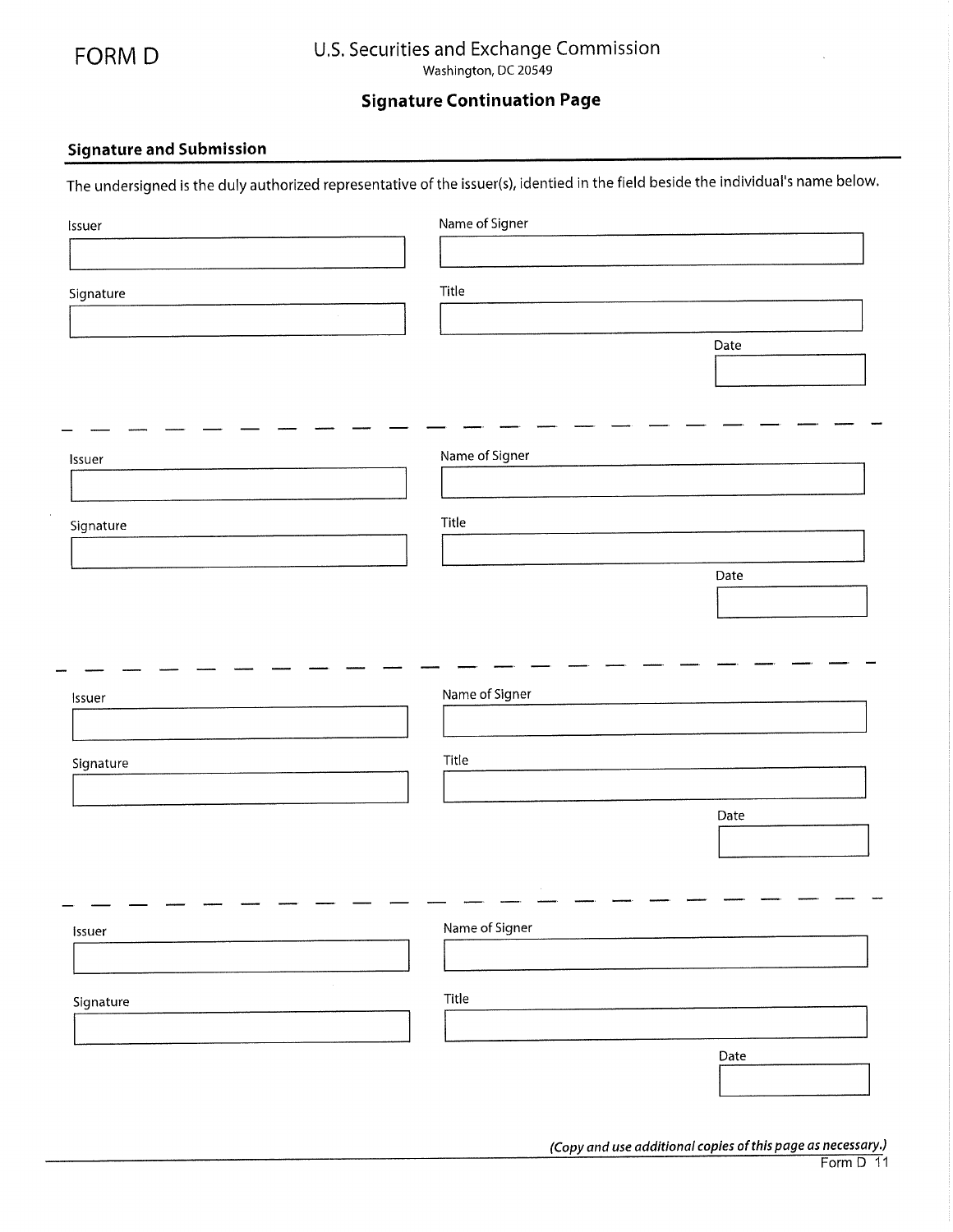# FORM D

## U.S. Securities and Exchange Commission

Washington, DC 20549

### Signature Continuation Page

#### Signature and Submission

The undersigned is the duly authorized representative of the issuer(s), identied in the field beside the individual's name below.

Issuer

Name of Signer

Signature

Title

Date

---

Issuer

Name of Signer

Signature

Title

Date

---

Issuer

Name of Signer

Signature

Title

Date

---

Issuer

Name of Signer

Signature

Title

Date

*(Copy and use additional copies of this page as necessary.)*